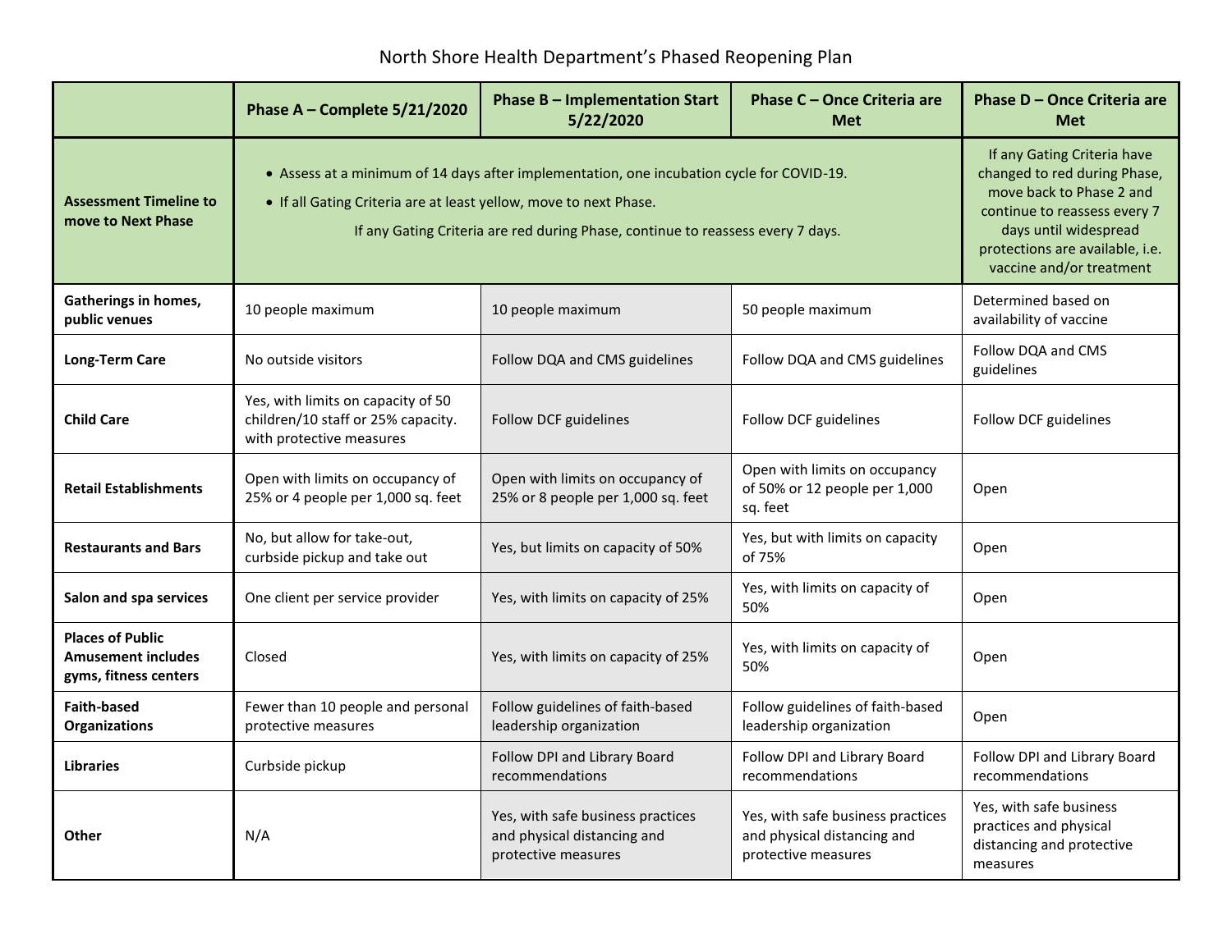# North Shore Health Department's Phased Reopening Plan

| | Phase A – Complete 5/21/2020 | Phase B – Implementation Start 5/22/2020 | Phase C – Once Criteria are Met | Phase D – Once Criteria are Met |
|---|---|---|---|---|
| **Assessment Timeline to move to Next Phase** | • Assess at a minimum of 14 days after implementation, one incubation cycle for COVID-19.<br>• If all Gating Criteria are at least yellow, move to next Phase.<br>If any Gating Criteria are red during Phase, continue to reassess every 7 days. | | | If any Gating Criteria have changed to red during Phase, move back to Phase 2 and continue to reassess every 7 days until widespread protections are available, i.e. vaccine and/or treatment |
| **Gatherings in homes, public venues** | 10 people maximum | 10 people maximum | 50 people maximum | Determined based on availability of vaccine |
| **Long-Term Care** | No outside visitors | Follow DQA and CMS guidelines | Follow DQA and CMS guidelines | Follow DQA and CMS guidelines |
| **Child Care** | Yes, with limits on capacity of 50 children/10 staff or 25% capacity. with protective measures | Follow DCF guidelines | Follow DCF guidelines | Follow DCF guidelines |
| **Retail Establishments** | Open with limits on occupancy of 25% or 4 people per 1,000 sq. feet | Open with limits on occupancy of 25% or 8 people per 1,000 sq. feet | Open with limits on occupancy of 50% or 12 people per 1,000 sq. feet | Open |
| **Restaurants and Bars** | No, but allow for take-out, curbside pickup and take out | Yes, but limits on capacity of 50% | Yes, but with limits on capacity of 75% | Open |
| **Salon and spa services** | One client per service provider | Yes, with limits on capacity of 25% | Yes, with limits on capacity of 50% | Open |
| **Places of Public Amusement includes gyms, fitness centers** | Closed | Yes, with limits on capacity of 25% | Yes, with limits on capacity of 50% | Open |
| **Faith-based Organizations** | Fewer than 10 people and personal protective measures | Follow guidelines of faith-based leadership organization | Follow guidelines of faith-based leadership organization | Open |
| **Libraries** | Curbside pickup | Follow DPI and Library Board recommendations | Follow DPI and Library Board recommendations | Follow DPI and Library Board recommendations |
| **Other** | N/A | Yes, with safe business practices and physical distancing and protective measures | Yes, with safe business practices and physical distancing and protective measures | Yes, with safe business practices and physical distancing and protective measures |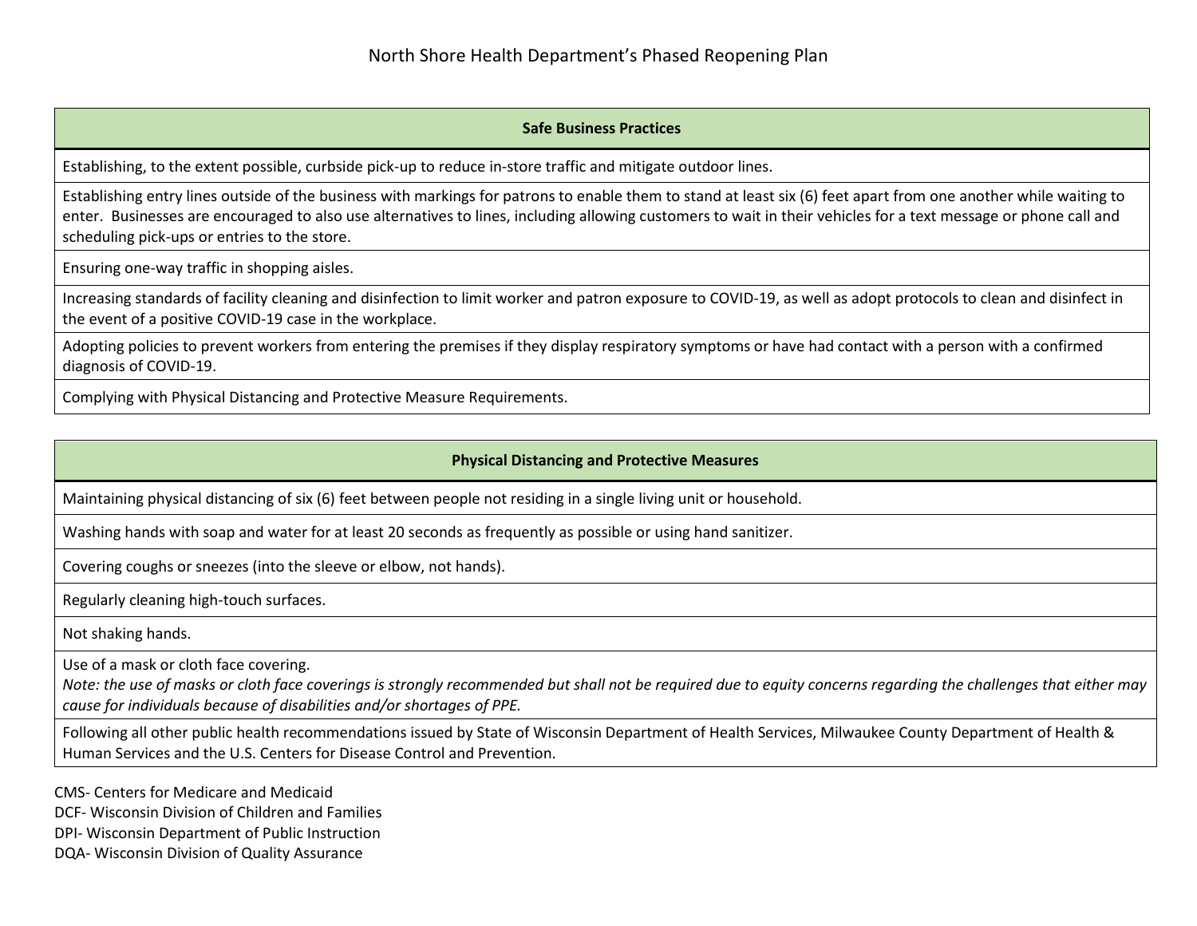North Shore Health Department's Phased Reopening Plan

| Safe Business Practices |
| --- |
| Establishing, to the extent possible, curbside pick-up to reduce in-store traffic and mitigate outdoor lines. |
| Establishing entry lines outside of the business with markings for patrons to enable them to stand at least six (6) feet apart from one another while waiting to enter. Businesses are encouraged to also use alternatives to lines, including allowing customers to wait in their vehicles for a text message or phone call and scheduling pick-ups or entries to the store. |
| Ensuring one-way traffic in shopping aisles. |
| Increasing standards of facility cleaning and disinfection to limit worker and patron exposure to COVID-19, as well as adopt protocols to clean and disinfect in the event of a positive COVID-19 case in the workplace. |
| Adopting policies to prevent workers from entering the premises if they display respiratory symptoms or have had contact with a person with a confirmed diagnosis of COVID-19. |
| Complying with Physical Distancing and Protective Measure Requirements. |

| Physical Distancing and Protective Measures |
| --- |
| Maintaining physical distancing of six (6) feet between people not residing in a single living unit or household. |
| Washing hands with soap and water for at least 20 seconds as frequently as possible or using hand sanitizer. |
| Covering coughs or sneezes (into the sleeve or elbow, not hands). |
| Regularly cleaning high-touch surfaces. |
| Not shaking hands. |
| Use of a mask or cloth face covering. *Note: the use of masks or cloth face coverings is strongly recommended but shall not be required due to equity concerns regarding the challenges that either may cause for individuals because of disabilities and/or shortages of PPE.* |
| Following all other public health recommendations issued by State of Wisconsin Department of Health Services, Milwaukee County Department of Health & Human Services and the U.S. Centers for Disease Control and Prevention. |

CMS- Centers for Medicare and Medicaid
DCF- Wisconsin Division of Children and Families
DPI- Wisconsin Department of Public Instruction
DQA- Wisconsin Division of Quality Assurance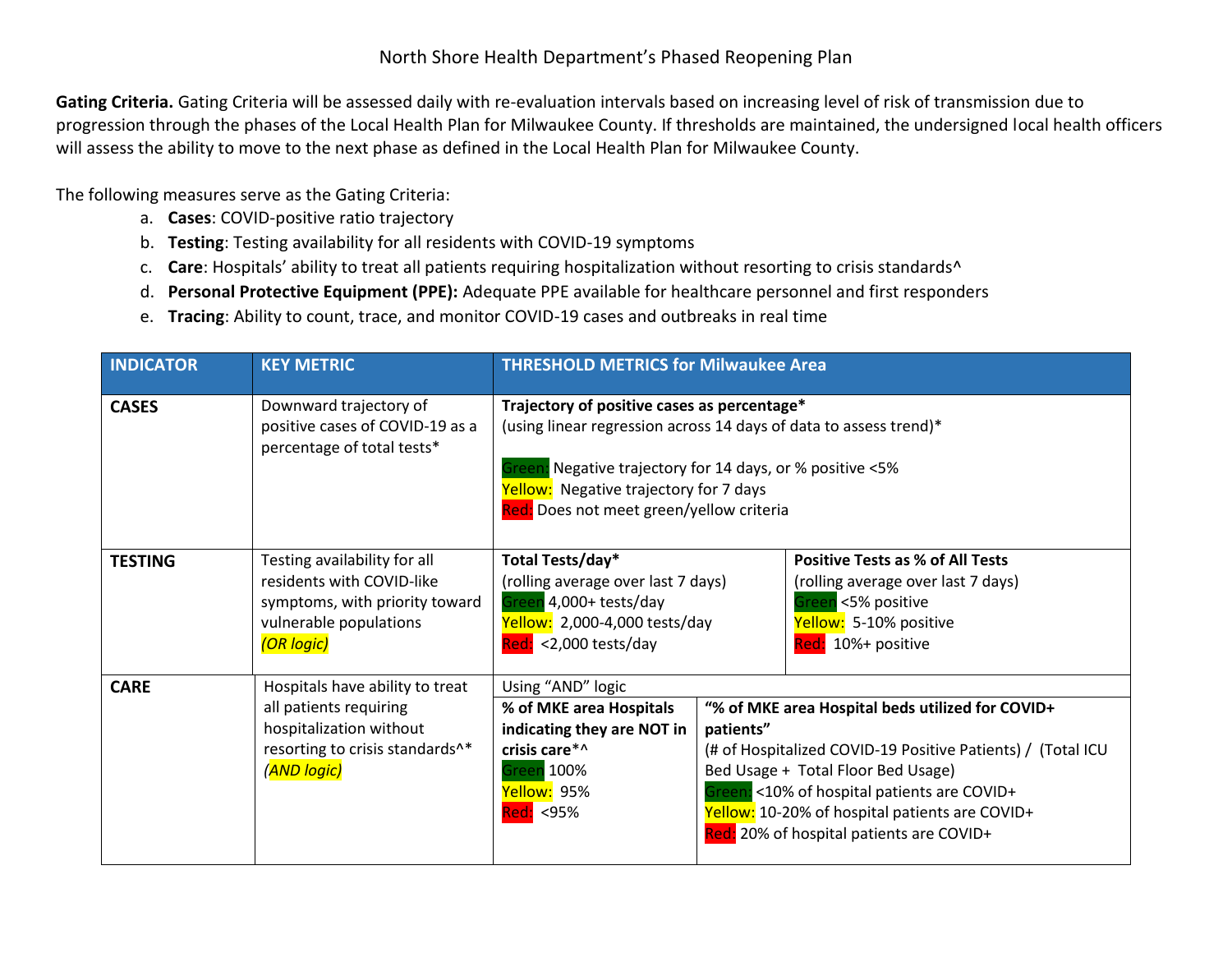North Shore Health Department's Phased Reopening Plan

**Gating Criteria.** Gating Criteria will be assessed daily with re-evaluation intervals based on increasing level of risk of transmission due to progression through the phases of the Local Health Plan for Milwaukee County. If thresholds are maintained, the undersigned local health officers will assess the ability to move to the next phase as defined in the Local Health Plan for Milwaukee County.

The following measures serve as the Gating Criteria:

a. **Cases**: COVID-positive ratio trajectory
b. **Testing**: Testing availability for all residents with COVID-19 symptoms
c. **Care**: Hospitals' ability to treat all patients requiring hospitalization without resorting to crisis standards^
d. **Personal Protective Equipment (PPE):** Adequate PPE available for healthcare personnel and first responders
e. **Tracing**: Ability to count, trace, and monitor COVID-19 cases and outbreaks in real time

| INDICATOR | KEY METRIC | THRESHOLD METRICS for Milwaukee Area | |
|---|---|---|---|
| **CASES** | Downward trajectory of positive cases of COVID-19 as a percentage of total tests* | **Trajectory of positive cases as percentage*** (using linear regression across 14 days of data to assess trend)*<br><br>Green: Negative trajectory for 14 days, or % positive <5%<br>Yellow: Negative trajectory for 7 days<br>Red: Does not meet green/yellow criteria | |
| **TESTING** | Testing availability for all residents with COVID-like symptoms, with priority toward vulnerable populations *(OR logic)* | **Total Tests/day*** (rolling average over last 7 days)<br>Green 4,000+ tests/day<br>Yellow: 2,000-4,000 tests/day<br>Red: <2,000 tests/day | **Positive Tests as % of All Tests** (rolling average over last 7 days)<br>Green <5% positive<br>Yellow: 5-10% positive<br>Red: 10%+ positive |
| **CARE** | Hospitals have ability to treat all patients requiring hospitalization without resorting to crisis standards^* *(AND logic)* | Using "AND" logic<br>**% of MKE area Hospitals indicating they are NOT in crisis care*^**<br>Green 100%<br>Yellow: 95%<br>Red: <95% | **"% of MKE area Hospital beds utilized for COVID+ patients"**<br>(# of Hospitalized COVID-19 Positive Patients) / (Total ICU Bed Usage + Total Floor Bed Usage)<br>Green: <10% of hospital patients are COVID+<br>Yellow: 10-20% of hospital patients are COVID+<br>Red: 20% of hospital patients are COVID+ |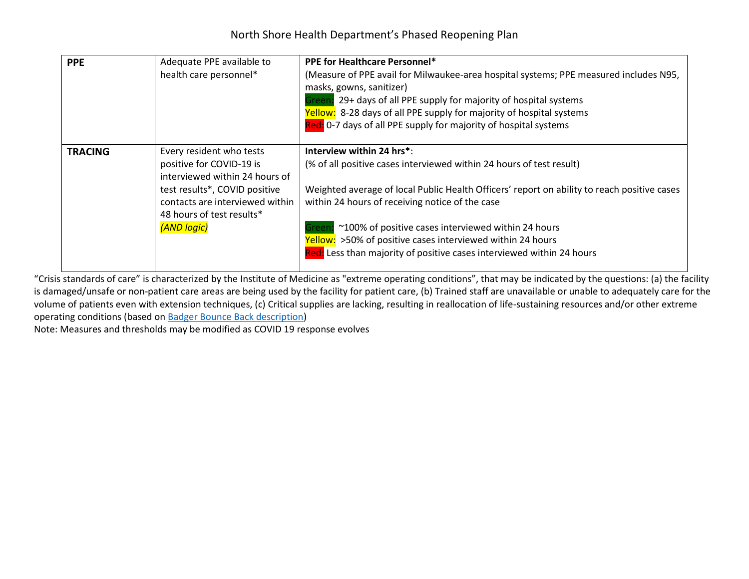# North Shore Health Department's Phased Reopening Plan

| | | |
|---|---|---|
| **PPE** | Adequate PPE available to health care personnel* | **PPE for Healthcare Personnel*** <br> (Measure of PPE avail for Milwaukee-area hospital systems; PPE measured includes N95, masks, gowns, sanitizer) <br> Green: 29+ days of all PPE supply for majority of hospital systems <br> Yellow: 8-28 days of all PPE supply for majority of hospital systems <br> Red: 0-7 days of all PPE supply for majority of hospital systems |
| **TRACING** | Every resident who tests positive for COVID-19 is interviewed within 24 hours of test results*, COVID positive contacts are interviewed within 48 hours of test results* <br> *(AND logic)* | **Interview within 24 hrs***: <br> (% of all positive cases interviewed within 24 hours of test result) <br><br> Weighted average of local Public Health Officers' report on ability to reach positive cases within 24 hours of receiving notice of the case <br><br> Green: ~100% of positive cases interviewed within 24 hours <br> Yellow: >50% of positive cases interviewed within 24 hours <br> Red: Less than majority of positive cases interviewed within 24 hours |

"Crisis standards of care" is characterized by the Institute of Medicine as "extreme operating conditions", that may be indicated by the questions: (a) the facility is damaged/unsafe or non-patient care areas are being used by the facility for patient care, (b) Trained staff are unavailable or unable to adequately care for the volume of patients even with extension techniques, (c) Critical supplies are lacking, resulting in reallocation of life-sustaining resources and/or other extreme operating conditions (based on Badger Bounce Back description)

Note: Measures and thresholds may be modified as COVID 19 response evolves